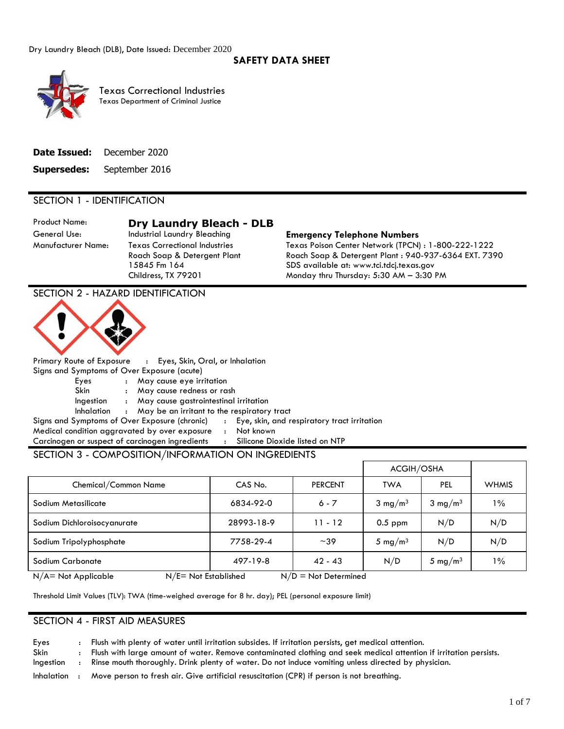# SAFETY DATA SHEET

Texas Correctional Industries
Texas Department of Criminal Justice

**Date Issued:** December 2020

**Supersedes:** September 2016

## SECTION 1 - IDENTIFICATION

Product Name: **Dry Laundry Bleach - DLB**
General Use: Industrial Laundry Bleaching
Manufacturer Name: Texas Correctional Industries
Roach Soap & Detergent Plant
15845 Fm 164
Childress, TX 79201

**Emergency Telephone Numbers**
Texas Poison Center Network (TPCN) : 1-800-222-1222
Roach Soap & Detergent Plant : 940-937-6364 EXT. 7390
SDS available at: www.tci.tdcj.texas.gov
Monday thru Thursday: 5:30 AM – 3:30 PM

## SECTION 2 - HAZARD IDENTIFICATION

Primary Route of Exposure : Eyes, Skin, Oral, or Inhalation
Signs and Symptoms of Over Exposure (acute)

- Eyes : May cause eye irritation
- Skin : May cause redness or rash
- Ingestion : May cause gastrointestinal irritation
- Inhalation : May be an irritant to the respiratory tract

Signs and Symptoms of Over Exposure (chronic) : Eye, skin, and respiratory tract irritation
Medical condition aggravated by over exposure : Not known
Carcinogen or suspect of carcinogen ingredients : Silicone Dioxide listed on NTP

## SECTION 3 - COMPOSITION/INFORMATION ON INGREDIENTS

| | | | ACGIH/OSHA | | |
|---|---|---|---|---|---|
| Chemical/Common Name | CAS No. | PERCENT | TWA | PEL | WHMIS |
| Sodium Metasilicate | 6834-92-0 | 6 - 7 | 3 $mg/m^3$ | 3 $mg/m^3$ | 1% |
| Sodium Dichloroisocyanurate | 28993-18-9 | 11 - 12 | 0.5 ppm | N/D | N/D |
| Sodium Tripolyphosphate | 7758-29-4 | ~39 | 5 $mg/m^3$ | N/D | N/D |
| Sodium Carbonate | 497-19-8 | 42 - 43 | N/D | 5 $mg/m^3$ | 1% |

N/A= Not Applicable  N/E= Not Established  N/D = Not Determined

Threshold Limit Values (TLV): TWA (time-weighed average for 8 hr. day); PEL (personal exposure limit)

## SECTION 4 - FIRST AID MEASURES

- Eyes : Flush with plenty of water until irritation subsides. If irritation persists, get medical attention.
- Skin : Flush with large amount of water. Remove contaminated clothing and seek medical attention if irritation persists.
- Ingestion : Rinse mouth thoroughly. Drink plenty of water. Do not induce vomiting unless directed by physician.
- Inhalation : Move person to fresh air. Give artificial resuscitation (CPR) if person is not breathing.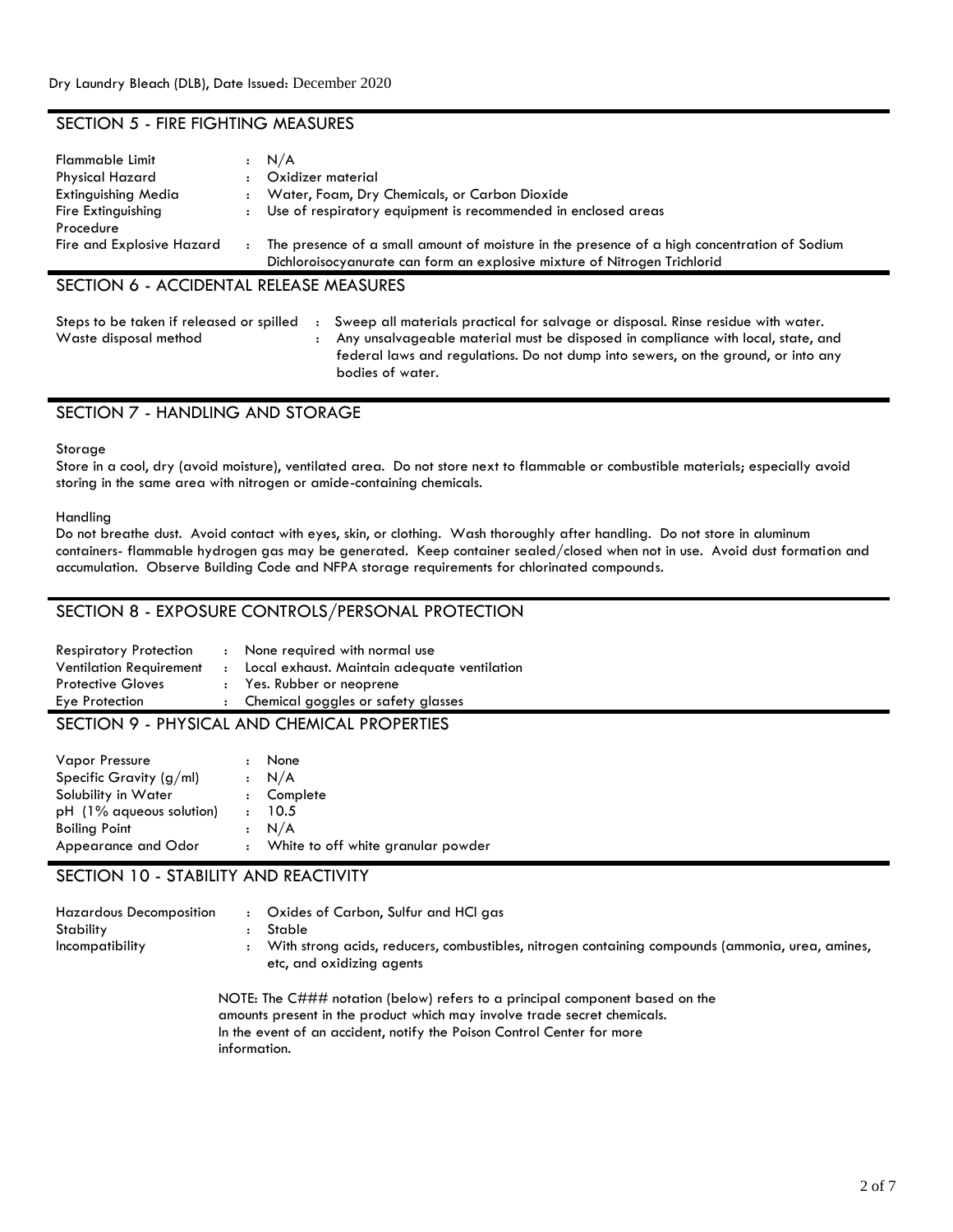## SECTION 5 - FIRE FIGHTING MEASURES

| | | |
|---|---|---|
| Flammable Limit | : | N/A |
| Physical Hazard | : | Oxidizer material |
| Extinguishing Media | : | Water, Foam, Dry Chemicals, or Carbon Dioxide |
| Fire Extinguishing Procedure | : | Use of respiratory equipment is recommended in enclosed areas |
| Fire and Explosive Hazard | : | The presence of a small amount of moisture in the presence of a high concentration of Sodium Dichloroisocyanurate can form an explosive mixture of Nitrogen Trichlorid |

## SECTION 6 - ACCIDENTAL RELEASE MEASURES

| | | |
|---|---|---|
| Steps to be taken if released or spilled | : | Sweep all materials practical for salvage or disposal. Rinse residue with water. |
| Waste disposal method | : | Any unsalvageable material must be disposed in compliance with local, state, and federal laws and regulations. Do not dump into sewers, on the ground, or into any bodies of water. |

## SECTION 7 - HANDLING AND STORAGE

Storage

Store in a cool, dry (avoid moisture), ventilated area. Do not store next to flammable or combustible materials; especially avoid storing in the same area with nitrogen or amide-containing chemicals.

Handling

Do not breathe dust. Avoid contact with eyes, skin, or clothing. Wash thoroughly after handling. Do not store in aluminum containers- flammable hydrogen gas may be generated. Keep container sealed/closed when not in use. Avoid dust formation and accumulation. Observe Building Code and NFPA storage requirements for chlorinated compounds.

## SECTION 8 - EXPOSURE CONTROLS/PERSONAL PROTECTION

| | | |
|---|---|---|
| Respiratory Protection | : | None required with normal use |
| Ventilation Requirement | : | Local exhaust. Maintain adequate ventilation |
| Protective Gloves | : | Yes. Rubber or neoprene |
| Eye Protection | : | Chemical goggles or safety glasses |

## SECTION 9 - PHYSICAL AND CHEMICAL PROPERTIES

| | | |
|---|---|---|
| Vapor Pressure | : | None |
| Specific Gravity (g/ml) | : | N/A |
| Solubility in Water | : | Complete |
| pH (1% aqueous solution) | : | 10.5 |
| Boiling Point | : | N/A |
| Appearance and Odor | : | White to off white granular powder |

## SECTION 10 - STABILITY AND REACTIVITY

| | | |
|---|---|---|
| Hazardous Decomposition | : | Oxides of Carbon, Sulfur and HCl gas |
| Stability | : | Stable |
| Incompatibility | : | With strong acids, reducers, combustibles, nitrogen containing compounds (ammonia, urea, amines, etc, and oxidizing agents |

NOTE: The C### notation (below) refers to a principal component based on the amounts present in the product which may involve trade secret chemicals. In the event of an accident, notify the Poison Control Center for more information.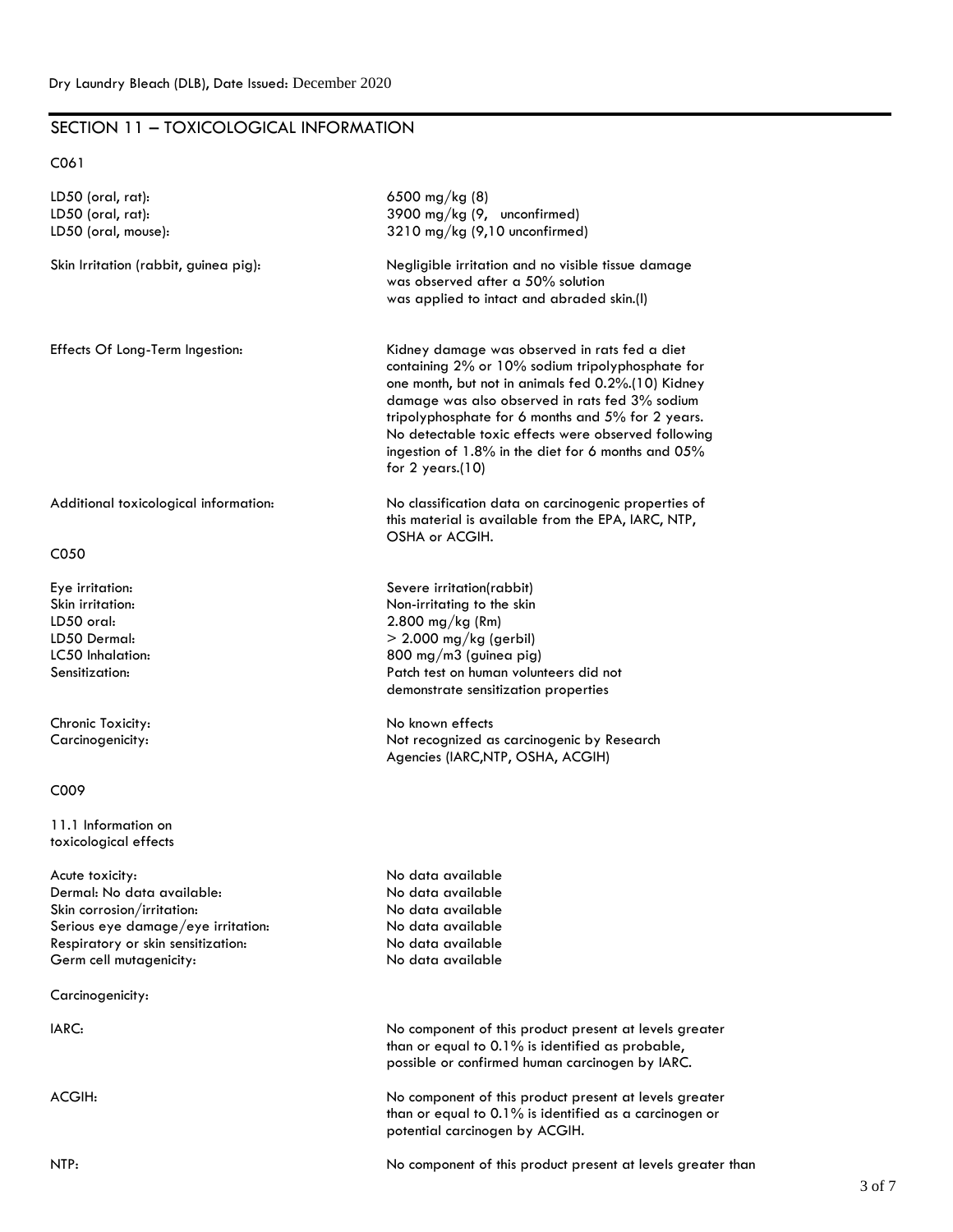## SECTION 11 – TOXICOLOGICAL INFORMATION

C061

| | |
|---|---|
| LD50 (oral, rat): | 6500 mg/kg (8) |
| LD50 (oral, rat): | 3900 mg/kg (9, unconfirmed) |
| LD50 (oral, mouse): | 3210 mg/kg (9,10 unconfirmed) |
| Skin Irritation (rabbit, guinea pig): | Negligible irritation and no visible tissue damage was observed after a 50% solution was applied to intact and abraded skin.(I) |
| Effects Of Long-Term Ingestion: | Kidney damage was observed in rats fed a diet containing 2% or 10% sodium tripolyphosphate for one month, but not in animals fed 0.2%.(10) Kidney damage was also observed in rats fed 3% sodium tripolyphosphate for 6 months and 5% for 2 years. No detectable toxic effects were observed following ingestion of 1.8% in the diet for 6 months and 05% for 2 years.(10) |
| Additional toxicological information: | No classification data on carcinogenic properties of this material is available from the EPA, IARC, NTP, OSHA or ACGIH. |

C050

| | |
|---|---|
| Eye irritation: | Severe irritation(rabbit) |
| Skin irritation: | Non-irritating to the skin |
| LD50 oral: | 2.800 mg/kg (Rm) |
| LD50 Dermal: | > 2.000 mg/kg (gerbil) |
| LC50 Inhalation: | 800 mg/m3 (guinea pig) |
| Sensitization: | Patch test on human volunteers did not demonstrate sensitization properties |
| Chronic Toxicity: | No known effects |
| Carcinogenicity: | Not recognized as carcinogenic by Research Agencies (IARC,NTP, OSHA, ACGIH) |

C009

11.1 Information on toxicological effects

| | |
|---|---|
| Acute toxicity: | No data available |
| Dermal: No data available: | No data available |
| Skin corrosion/irritation: | No data available |
| Serious eye damage/eye irritation: | No data available |
| Respiratory or skin sensitization: | No data available |
| Germ cell mutagenicity: | No data available |

Carcinogenicity:

| | |
|---|---|
| IARC: | No component of this product present at levels greater than or equal to 0.1% is identified as probable, possible or confirmed human carcinogen by IARC. |
| ACGIH: | No component of this product present at levels greater than or equal to 0.1% is identified as a carcinogen or potential carcinogen by ACGIH. |
| NTP: | No component of this product present at levels greater than |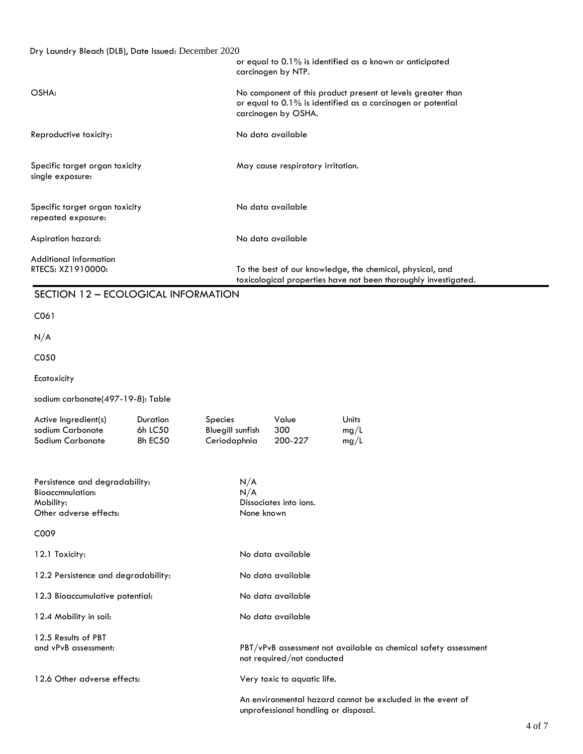or equal to 0.1% is identified as a known or anticipated carcinogen by NTP.

OSHA: No component of this product present at levels greater than or equal to 0.1% is identified as a carcinogen or potential carcinogen by OSHA.

Reproductive toxicity: No data available

Specific target organ toxicity single exposure: May cause respiratory irritation.

Specific target organ toxicity repeated exposure: No data available

Aspiration hazard: No data available

Additional Information
RTECS: XZ1910000: To the best of our knowledge, the chemical, physical, and toxicological properties have not been thoroughly investigated.

## SECTION 12 – ECOLOGICAL INFORMATION

C061

N/A

C050

Ecotoxicity

sodium carbonate(497-19-8): Table

| Active Ingredient(s) | Duration | Species | Value | Units |
|---|---|---|---|---|
| sodium Carbonate | 6h LC50 | Bluegill sunfish | 300 | mg/L |
| Sodium Carbonate | 8h EC50 | Ceriodaphnia | 200-227 | mg/L |

Persistence and degradability: N/A
Bioaccmnulation: N/A
Mobility: Dissociates into ions.
Other adverse effects: None known

C009

12.1 Toxicity: No data available

12.2 Persistence and degradability: No data available

12.3 Bioaccumulative potential: No data available

12.4 Mobility in soil: No data available

12.5 Results of PBT and vPvB assessment: PBT/vPvB assessment not available as chemical safety assessment not required/not conducted

12.6 Other adverse effects: Very toxic to aquatic life.

An environmental hazard cannot be excluded in the event of unprofessional handling or disposal.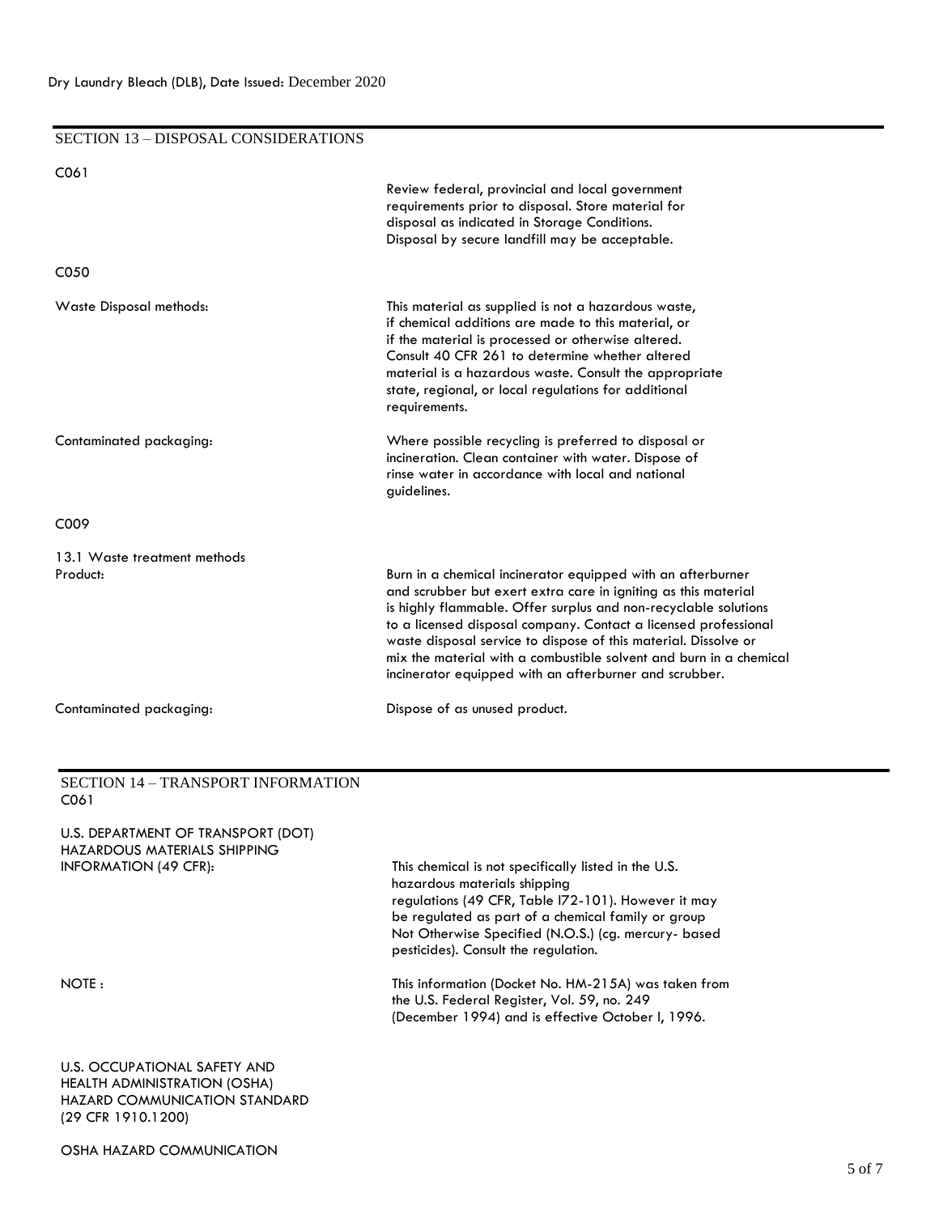## SECTION 13 – DISPOSAL CONSIDERATIONS

C061

Review federal, provincial and local government requirements prior to disposal. Store material for disposal as indicated in Storage Conditions. Disposal by secure landfill may be acceptable.

C050

| | |
|---|---|
| Waste Disposal methods: | This material as supplied is not a hazardous waste, if chemical additions are made to this material, or if the material is processed or otherwise altered. Consult 40 CFR 261 to determine whether altered material is a hazardous waste. Consult the appropriate state, regional, or local regulations for additional requirements. |
| Contaminated packaging: | Where possible recycling is preferred to disposal or incineration. Clean container with water. Dispose of rinse water in accordance with local and national guidelines. |

C009

13.1 Waste treatment methods

| | |
|---|---|
| Product: | Burn in a chemical incinerator equipped with an afterburner and scrubber but exert extra care in igniting as this material is highly flammable. Offer surplus and non-recyclable solutions to a licensed disposal company. Contact a licensed professional waste disposal service to dispose of this material. Dissolve or mix the material with a combustible solvent and burn in a chemical incinerator equipped with an afterburner and scrubber. |
| Contaminated packaging: | Dispose of as unused product. |

## SECTION 14 – TRANSPORT INFORMATION

C061

| | |
|---|---|
| U.S. DEPARTMENT OF TRANSPORT (DOT) HAZARDOUS MATERIALS SHIPPING INFORMATION (49 CFR): | This chemical is not specifically listed in the U.S. hazardous materials shipping regulations (49 CFR, Table l72-101). However it may be regulated as part of a chemical family or group Not Otherwise Specified (N.O.S.) (cg. mercury- based pesticides). Consult the regulation. |
| NOTE : | This information (Docket No. HM-215A) was taken from the U.S. Federal Register, Vol. 59, no. 249 (December 1994) and is effective October l, 1996. |

U.S. OCCUPATIONAL SAFETY AND HEALTH ADMINISTRATION (OSHA) HAZARD COMMUNICATION STANDARD (29 CFR 1910.1200)

OSHA HAZARD COMMUNICATION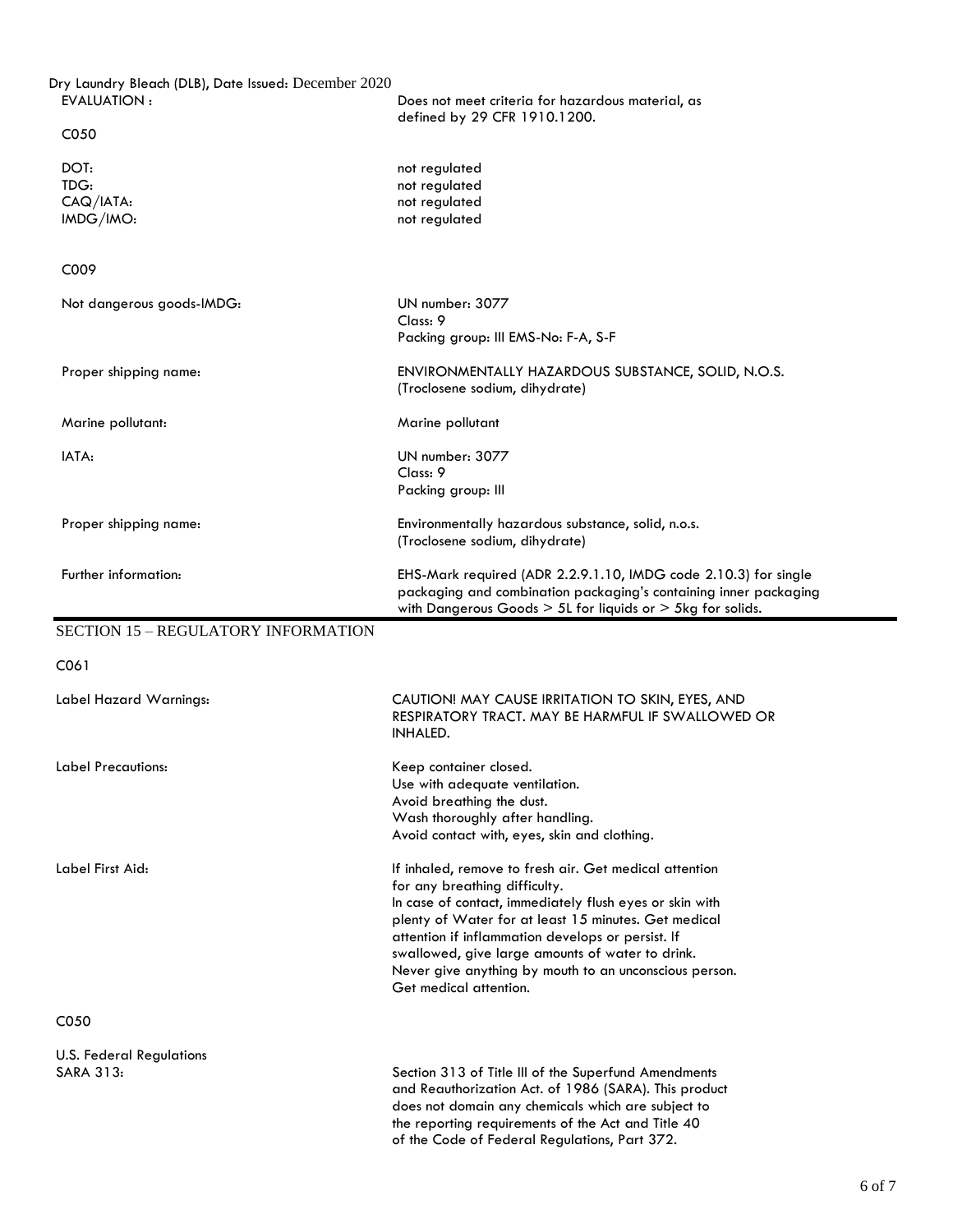| | |
|---|---|
| EVALUATION : | Does not meet criteria for hazardous material, as defined by 29 CFR 1910.1200. |

C050

| | |
|---|---|
| DOT: | not regulated |
| TDG: | not regulated |
| CAQ/IATA: | not regulated |
| IMDG/IMO: | not regulated |

C009

| | |
|---|---|
| Not dangerous goods-IMDG: | UN number: 3077<br>Class: 9<br>Packing group: III EMS-No: F-A, S-F |
| Proper shipping name: | ENVIRONMENTALLY HAZARDOUS SUBSTANCE, SOLID, N.O.S. (Troclosene sodium, dihydrate) |
| Marine pollutant: | Marine pollutant |
| IATA: | UN number: 3077<br>Class: 9<br>Packing group: III |
| Proper shipping name: | Environmentally hazardous substance, solid, n.o.s. (Troclosene sodium, dihydrate) |
| Further information: | EHS-Mark required (ADR 2.2.9.1.10, IMDG code 2.10.3) for single packaging and combination packaging's containing inner packaging with Dangerous Goods > 5L for liquids or > 5kg for solids. |

## SECTION 15 – REGULATORY INFORMATION

C061

| | |
|---|---|
| Label Hazard Warnings: | CAUTION! MAY CAUSE IRRITATION TO SKIN, EYES, AND RESPIRATORY TRACT. MAY BE HARMFUL IF SWALLOWED OR INHALED. |
| Label Precautions: | Keep container closed.<br>Use with adequate ventilation.<br>Avoid breathing the dust.<br>Wash thoroughly after handling.<br>Avoid contact with, eyes, skin and clothing. |
| Label First Aid: | If inhaled, remove to fresh air. Get medical attention for any breathing difficulty.<br>In case of contact, immediately flush eyes or skin with plenty of Water for at least 15 minutes. Get medical attention if inflammation develops or persist. If swallowed, give large amounts of water to drink.<br>Never give anything by mouth to an unconscious person.<br>Get medical attention. |

C050

U.S. Federal Regulations

| | |
|---|---|
| SARA 313: | Section 313 of Title III of the Superfund Amendments and Reauthorization Act. of 1986 (SARA). This product does not domain any chemicals which are subject to the reporting requirements of the Act and Title 40 of the Code of Federal Regulations, Part 372. |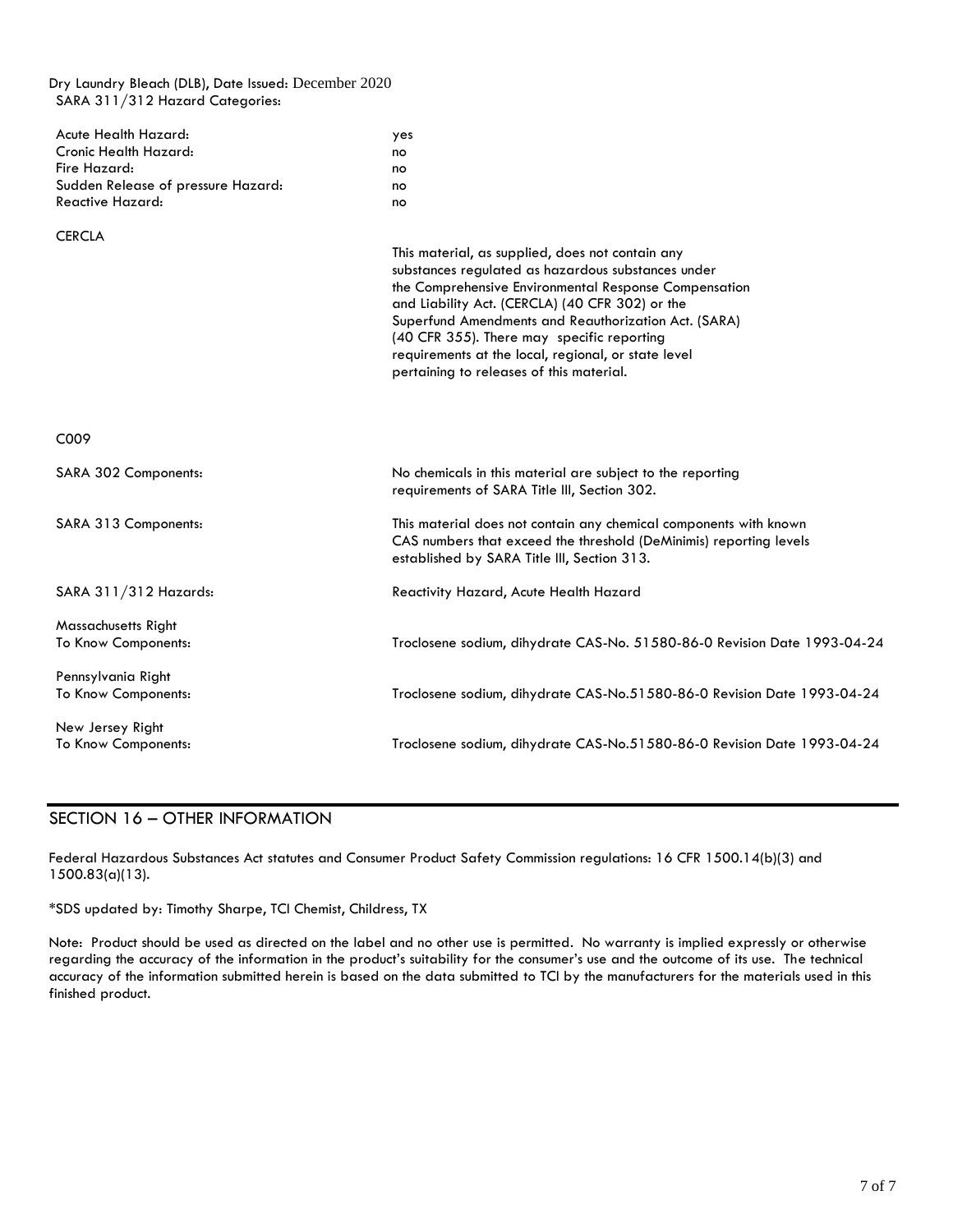Dry Laundry Bleach (DLB), Date Issued: December 2020

SARA 311/312 Hazard Categories:

| | |
|---|---|
| Acute Health Hazard: | yes |
| Cronic Health Hazard: | no |
| Fire Hazard: | no |
| Sudden Release of pressure Hazard: | no |
| Reactive Hazard: | no |

CERCLA

This material, as supplied, does not contain any substances regulated as hazardous substances under the Comprehensive Environmental Response Compensation and Liability Act. (CERCLA) (40 CFR 302) or the Superfund Amendments and Reauthorization Act. (SARA) (40 CFR 355). There may specific reporting requirements at the local, regional, or state level pertaining to releases of this material.

C009

| | |
|---|---|
| SARA 302 Components: | No chemicals in this material are subject to the reporting requirements of SARA Title III, Section 302. |
| SARA 313 Components: | This material does not contain any chemical components with known CAS numbers that exceed the threshold (DeMinimis) reporting levels established by SARA Title III, Section 313. |
| SARA 311/312 Hazards: | Reactivity Hazard, Acute Health Hazard |
| Massachusetts Right To Know Components: | Troclosene sodium, dihydrate CAS-No. 51580-86-0 Revision Date 1993-04-24 |
| Pennsylvania Right To Know Components: | Troclosene sodium, dihydrate CAS-No.51580-86-0 Revision Date 1993-04-24 |
| New Jersey Right To Know Components: | Troclosene sodium, dihydrate CAS-No.51580-86-0 Revision Date 1993-04-24 |

## SECTION 16 – OTHER INFORMATION

Federal Hazardous Substances Act statutes and Consumer Product Safety Commission regulations: 16 CFR 1500.14(b)(3) and 1500.83(a)(13).

*SDS updated by: Timothy Sharpe, TCI Chemist, Childress, TX

Note: Product should be used as directed on the label and no other use is permitted. No warranty is implied expressly or otherwise regarding the accuracy of the information in the product's suitability for the consumer's use and the outcome of its use. The technical accuracy of the information submitted herein is based on the data submitted to TCI by the manufacturers for the materials used in this finished product.